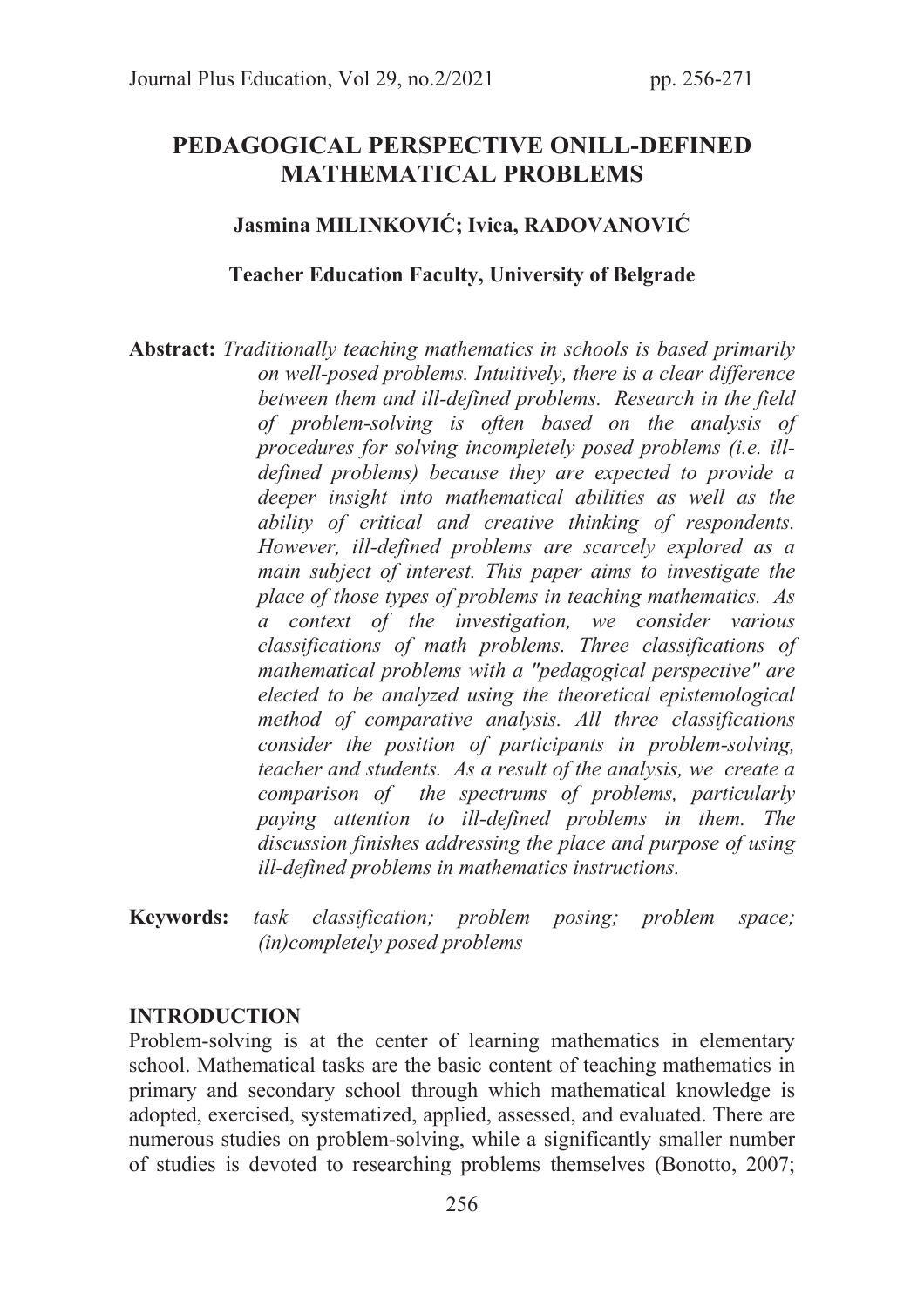# PEDAGOGICAL PERSPECTIVE ONILL-DEFINED MATHEMATICAL PROBLEMS

**Jasmina MILINKOVIĆ; Ivica, RADOVANOVIĆ**

**Teacher Education Faculty, University of Belgrade**

**Abstract:** *Traditionally teaching mathematics in schools is based primarily on well-posed problems. Intuitively, there is a clear difference between them and ill-defined problems. Research in the field of problem-solving is often based on the analysis of procedures for solving incompletely posed problems (i.e. ill-defined problems) because they are expected to provide a deeper insight into mathematical abilities as well as the ability of critical and creative thinking of respondents. However, ill-defined problems are scarcely explored as a main subject of interest. This paper aims to investigate the place of those types of problems in teaching mathematics. As a context of the investigation, we consider various classifications of math problems. Three classifications of mathematical problems with a "pedagogical perspective" are elected to be analyzed using the theoretical epistemological method of comparative analysis. All three classifications consider the position of participants in problem-solving, teacher and students. As a result of the analysis, we create a comparison of the spectrums of problems, particularly paying attention to ill-defined problems in them. The discussion finishes addressing the place and purpose of using ill-defined problems in mathematics instructions.*

**Keywords:** *task classification; problem posing; problem space; (in)completely posed problems*

## INTRODUCTION

Problem-solving is at the center of learning mathematics in elementary school. Mathematical tasks are the basic content of teaching mathematics in primary and secondary school through which mathematical knowledge is adopted, exercised, systematized, applied, assessed, and evaluated. There are numerous studies on problem-solving, while a significantly smaller number of studies is devoted to researching problems themselves (Bonotto, 2007;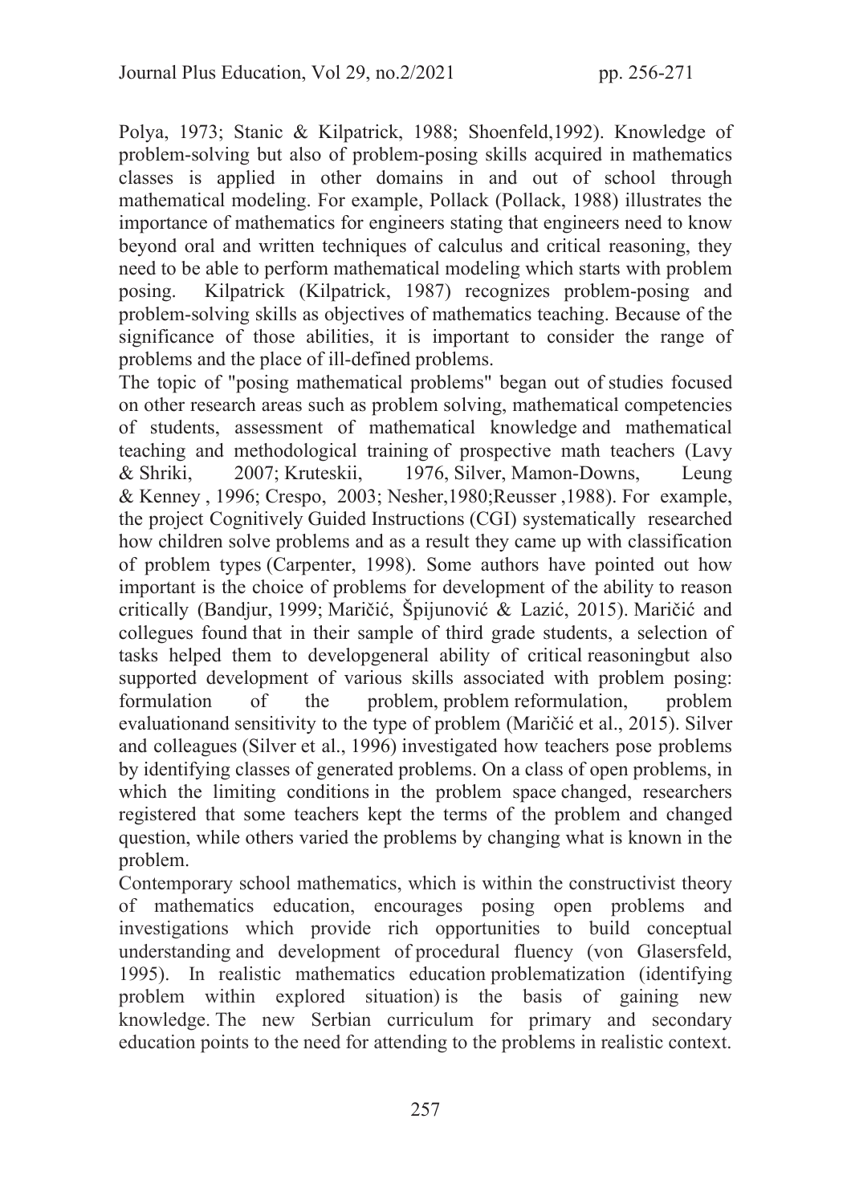Polya, 1973; Stanic & Kilpatrick, 1988; Shoenfeld,1992). Knowledge of problem-solving but also of problem-posing skills acquired in mathematics classes is applied in other domains in and out of school through mathematical modeling. For example, Pollack (Pollack, 1988) illustrates the importance of mathematics for engineers stating that engineers need to know beyond oral and written techniques of calculus and critical reasoning, they need to be able to perform mathematical modeling which starts with problem posing. Kilpatrick (Kilpatrick, 1987) recognizes problem-posing and problem-solving skills as objectives of mathematics teaching. Because of the significance of those abilities, it is important to consider the range of problems and the place of ill-defined problems.

The topic of "posing mathematical problems" began out of studies focused on other research areas such as problem solving, mathematical competencies of students, assessment of mathematical knowledge and mathematical teaching and methodological training of prospective math teachers (Lavy & Shriki, 2007; Kruteskii, 1976, Silver, Mamon-Downs, Leung & Kenney , 1996; Crespo, 2003; Nesher,1980;Reusser ,1988). For example, the project Cognitively Guided Instructions (CGI) systematically researched how children solve problems and as a result they came up with classification of problem types (Carpenter, 1998). Some authors have pointed out how important is the choice of problems for development of the ability to reason critically (Bandjur, 1999; Maričić, Špijunović & Lazić, 2015). Maričić and collegues found that in their sample of third grade students, a selection of tasks helped them to developgeneral ability of critical reasoningbut also supported development of various skills associated with problem posing: formulation of the problem, problem reformulation, problem evaluationand sensitivity to the type of problem (Maričić et al., 2015). Silver and colleagues (Silver et al., 1996) investigated how teachers pose problems by identifying classes of generated problems. On a class of open problems, in which the limiting conditions in the problem space changed, researchers registered that some teachers kept the terms of the problem and changed question, while others varied the problems by changing what is known in the problem.

Contemporary school mathematics, which is within the constructivist theory of mathematics education, encourages posing open problems and investigations which provide rich opportunities to build conceptual understanding and development of procedural fluency (von Glasersfeld, 1995). In realistic mathematics education problematization (identifying problem within explored situation) is the basis of gaining new knowledge. The new Serbian curriculum for primary and secondary education points to the need for attending to the problems in realistic context.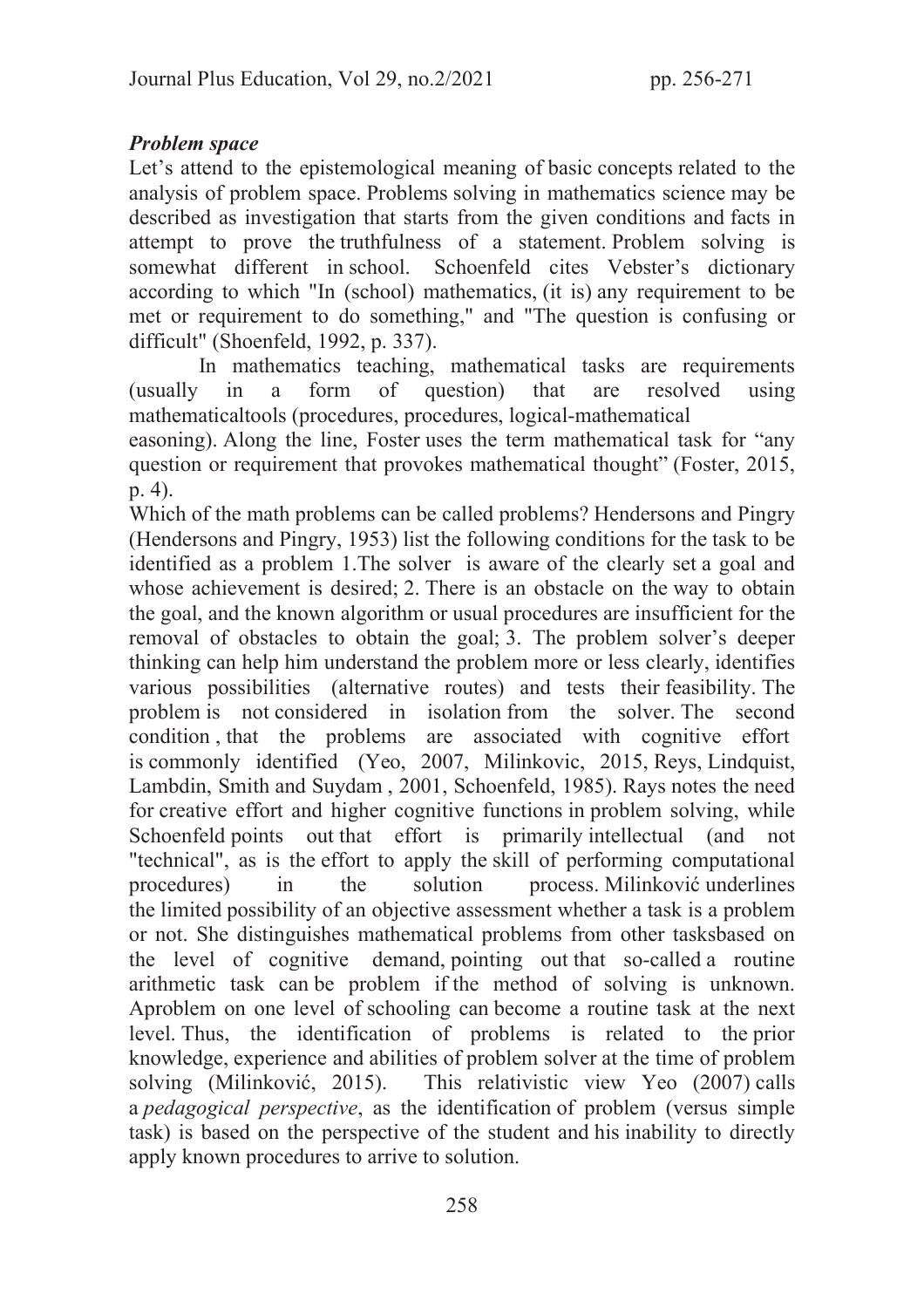***Problem space***

Let's attend to the epistemological meaning of basic concepts related to the analysis of problem space. Problems solving in mathematics science may be described as investigation that starts from the given conditions and facts in attempt to prove the truthfulness of a statement. Problem solving is somewhat different in school. Schoenfeld cites Vebster's dictionary according to which "In (school) mathematics, (it is) any requirement to be met or requirement to do something," and "The question is confusing or difficult" (Shoenfeld, 1992, p. 337).

In mathematics teaching, mathematical tasks are requirements (usually in a form of question) that are resolved using mathematicaltools (procedures, procedures, logical-mathematical easoning). Along the line, Foster uses the term mathematical task for "any question or requirement that provokes mathematical thought" (Foster, 2015, p. 4).

Which of the math problems can be called problems? Hendersons and Pingry (Hendersons and Pingry, 1953) list the following conditions for the task to be identified as a problem 1.The solver is aware of the clearly set a goal and whose achievement is desired; 2. There is an obstacle on the way to obtain the goal, and the known algorithm or usual procedures are insufficient for the removal of obstacles to obtain the goal; 3. The problem solver's deeper thinking can help him understand the problem more or less clearly, identifies various possibilities (alternative routes) and tests their feasibility. The problem is not considered in isolation from the solver. The second condition , that the problems are associated with cognitive effort is commonly identified (Yeo, 2007, Milinkovic, 2015, Reys, Lindquist, Lambdin, Smith and Suydam , 2001, Schoenfeld, 1985). Rays notes the need for creative effort and higher cognitive functions in problem solving, while Schoenfeld points out that effort is primarily intellectual (and not "technical", as is the effort to apply the skill of performing computational procedures) in the solution process. Milinković underlines the limited possibility of an objective assessment whether a task is a problem or not. She distinguishes mathematical problems from other tasksbased on the level of cognitive demand, pointing out that so-called a routine arithmetic task can be problem if the method of solving is unknown. Aproblem on one level of schooling can become a routine task at the next level. Thus, the identification of problems is related to the prior knowledge, experience and abilities of problem solver at the time of problem solving (Milinković, 2015). This relativistic view Yeo (2007) calls a *pedagogical perspective*, as the identification of problem (versus simple task) is based on the perspective of the student and his inability to directly apply known procedures to arrive to solution.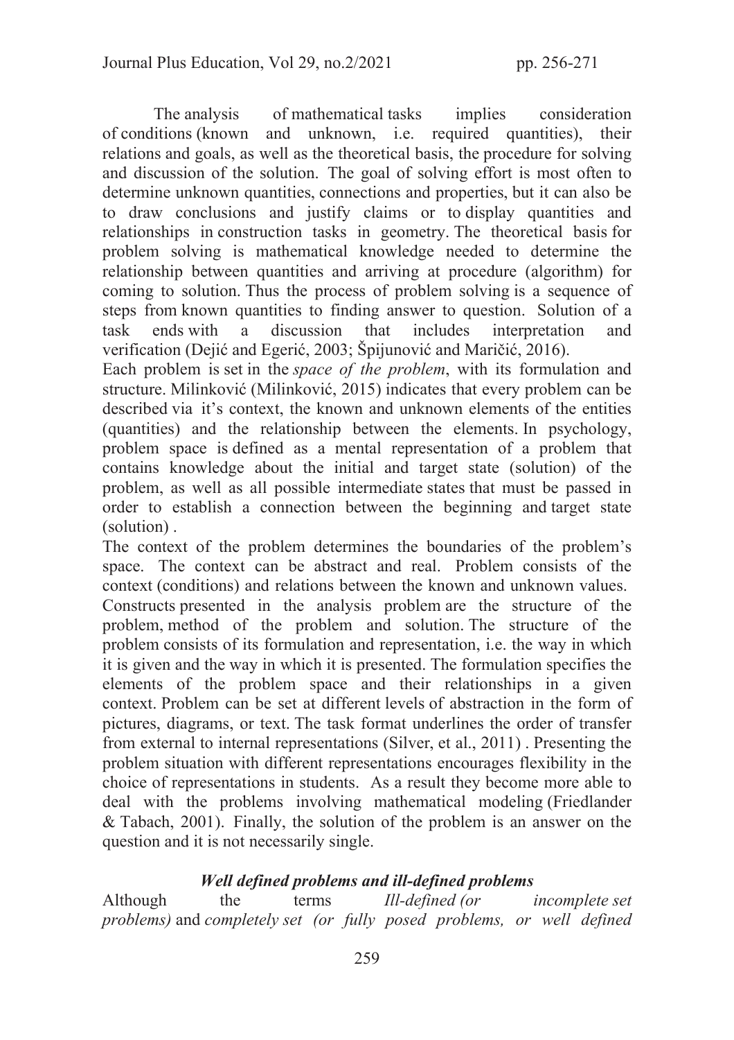The analysis of mathematical tasks implies consideration of conditions (known and unknown, i.e. required quantities), their relations and goals, as well as the theoretical basis, the procedure for solving and discussion of the solution. The goal of solving effort is most often to determine unknown quantities, connections and properties, but it can also be to draw conclusions and justify claims or to display quantities and relationships in construction tasks in geometry. The theoretical basis for problem solving is mathematical knowledge needed to determine the relationship between quantities and arriving at procedure (algorithm) for coming to solution. Thus the process of problem solving is a sequence of steps from known quantities to finding answer to question. Solution of a task ends with a discussion that includes interpretation and verification (Dejić and Egerić, 2003; Špijunović and Maričić, 2016).

Each problem is set in the *space of the problem*, with its formulation and structure. Milinković (Milinković, 2015) indicates that every problem can be described via it's context, the known and unknown elements of the entities (quantities) and the relationship between the elements. In psychology, problem space is defined as a mental representation of a problem that contains knowledge about the initial and target state (solution) of the problem, as well as all possible intermediate states that must be passed in order to establish a connection between the beginning and target state (solution) .

The context of the problem determines the boundaries of the problem's space. The context can be abstract and real. Problem consists of the context (conditions) and relations between the known and unknown values. Constructs presented in the analysis problem are the structure of the problem, method of the problem and solution. The structure of the problem consists of its formulation and representation, i.e. the way in which it is given and the way in which it is presented. The formulation specifies the elements of the problem space and their relationships in a given context. Problem can be set at different levels of abstraction in the form of pictures, diagrams, or text. The task format underlines the order of transfer from external to internal representations (Silver, et al., 2011) . Presenting the problem situation with different representations encourages flexibility in the choice of representations in students. As a result they become more able to deal with the problems involving mathematical modeling (Friedlander & Tabach, 2001). Finally, the solution of the problem is an answer on the question and it is not necessarily single.

### *Well defined problems and ill-defined problems*

Although the terms *Ill-defined (or incomplete set problems)* and *completely set (or fully posed problems, or well defined*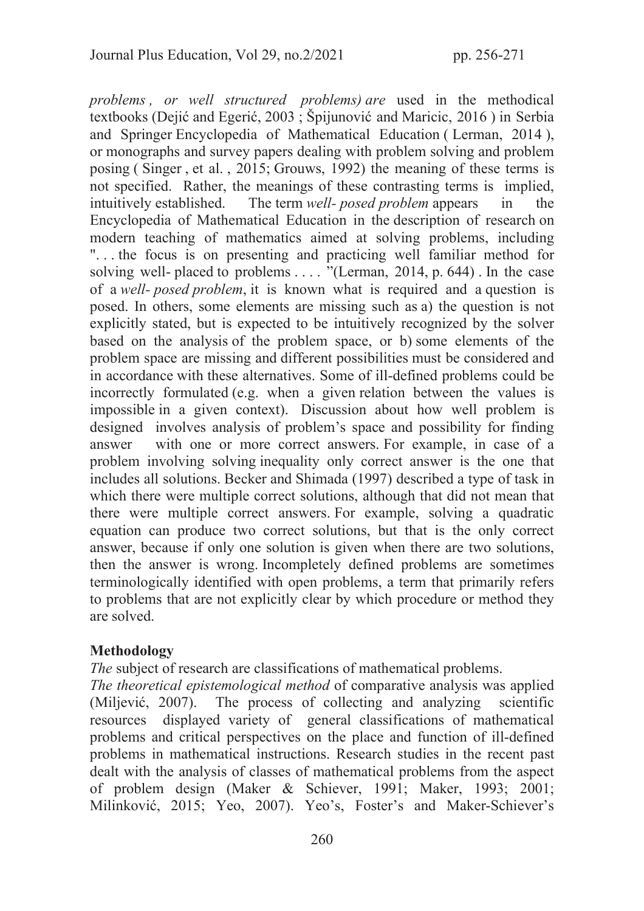*problems , or well structured problems) are* used in the methodical textbooks (Dejić and Egerić, 2003 ; Špijunović and Maricic, 2016 ) in Serbia and Springer Encyclopedia of Mathematical Education ( Lerman, 2014 ), or monographs and survey papers dealing with problem solving and problem posing ( Singer , et al. , 2015; Grouws, 1992) the meaning of these terms is not specified. Rather, the meanings of these contrasting terms is implied, intuitively established. The term *well- posed problem* appears in the Encyclopedia of Mathematical Education in the description of research on modern teaching of mathematics aimed at solving problems, including ". . . the focus is on presenting and practicing well familiar method for solving well- placed to problems . . . . "(Lerman, 2014, p. 644) . In the case of a *well- posed problem*, it is known what is required and a question is posed. In others, some elements are missing such as a) the question is not explicitly stated, but is expected to be intuitively recognized by the solver based on the analysis of the problem space, or b) some elements of the problem space are missing and different possibilities must be considered and in accordance with these alternatives. Some of ill-defined problems could be incorrectly formulated (e.g. when a given relation between the values is impossible in a given context). Discussion about how well problem is designed involves analysis of problem's space and possibility for finding answer with one or more correct answers. For example, in case of a problem involving solving inequality only correct answer is the one that includes all solutions. Becker and Shimada (1997) described a type of task in which there were multiple correct solutions, although that did not mean that there were multiple correct answers. For example, solving a quadratic equation can produce two correct solutions, but that is the only correct answer, because if only one solution is given when there are two solutions, then the answer is wrong. Incompletely defined problems are sometimes terminologically identified with open problems, a term that primarily refers to problems that are not explicitly clear by which procedure or method they are solved.

## Methodology

*The* subject of research are classifications of mathematical problems.

*The theoretical epistemological method* of comparative analysis was applied (Miljević, 2007). The process of collecting and analyzing scientific resources displayed variety of general classifications of mathematical problems and critical perspectives on the place and function of ill-defined problems in mathematical instructions. Research studies in the recent past dealt with the analysis of classes of mathematical problems from the aspect of problem design (Maker & Schiever, 1991; Maker, 1993; 2001; Milinković, 2015; Yeo, 2007). Yeo's, Foster's and Maker-Schiever's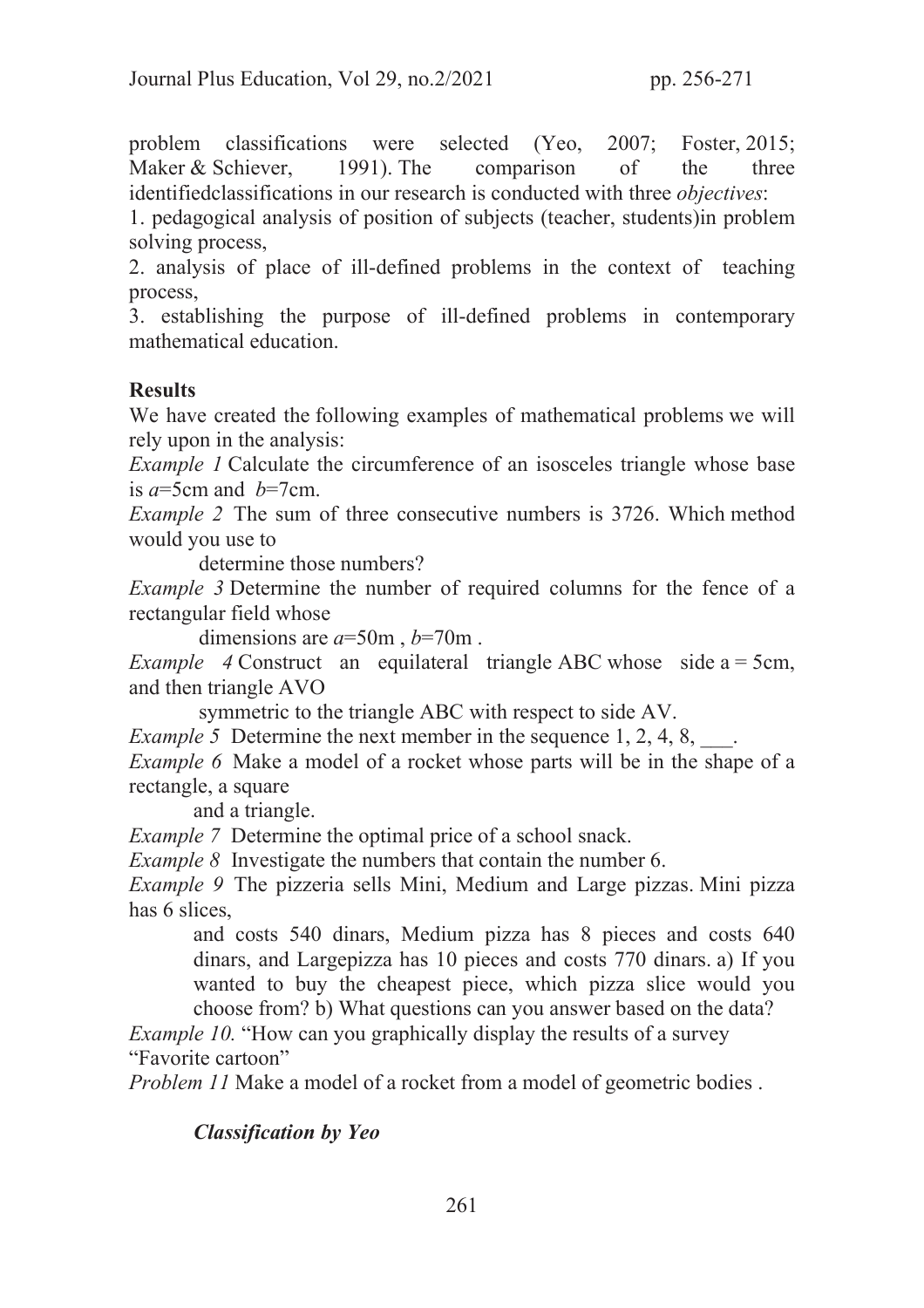problem classifications were selected (Yeo, 2007; Foster, 2015; Maker & Schiever, 1991). The comparison of the three identifiedclassifications in our research is conducted with three *objectives*:

1. pedagogical analysis of position of subjects (teacher, students)in problem solving process,
2. analysis of place of ill-defined problems in the context of teaching process,
3. establishing the purpose of ill-defined problems in contemporary mathematical education.

**Results**

We have created the following examples of mathematical problems we will rely upon in the analysis:

*Example 1* Calculate the circumference of an isosceles triangle whose base is $a$=5cm and $b$=7cm.

*Example 2* The sum of three consecutive numbers is 3726. Which method would you use to determine those numbers?

*Example 3* Determine the number of required columns for the fence of a rectangular field whose dimensions are $a$=50m , $b$=70m .

*Example 4* Construct an equilateral triangle ABC whose side a = 5cm, and then triangle AVO symmetric to the triangle ABC with respect to side AV.

*Example 5* Determine the next member in the sequence 1, 2, 4, 8, ___.

*Example 6* Make a model of a rocket whose parts will be in the shape of a rectangle, a square and a triangle.

*Example 7* Determine the optimal price of a school snack.

*Example 8* Investigate the numbers that contain the number 6.

*Example 9* The pizzeria sells Mini, Medium and Large pizzas. Mini pizza has 6 slices, and costs 540 dinars, Medium pizza has 8 pieces and costs 640 dinars, and Largepizza has 10 pieces and costs 770 dinars. a) If you wanted to buy the cheapest piece, which pizza slice would you choose from? b) What questions can you answer based on the data?

*Example 10.* "How can you graphically display the results of a survey "Favorite cartoon"

*Problem 11* Make a model of a rocket from a model of geometric bodies .

***Classification by Yeo***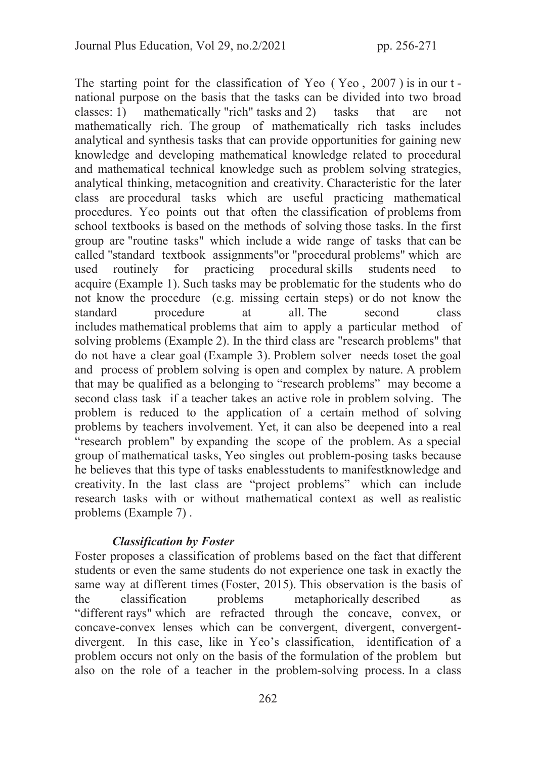The starting point for the classification of Yeo ( Yeo , 2007 ) is in our t - national purpose on the basis that the tasks can be divided into two broad classes: 1) mathematically "rich" tasks and 2) tasks that are not mathematically rich. The group of mathematically rich tasks includes analytical and synthesis tasks that can provide opportunities for gaining new knowledge and developing mathematical knowledge related to procedural and mathematical technical knowledge such as problem solving strategies, analytical thinking, metacognition and creativity. Characteristic for the later class are procedural tasks which are useful practicing mathematical procedures. Yeo points out that often the classification of problems from school textbooks is based on the methods of solving those tasks. In the first group are "routine tasks" which include a wide range of tasks that can be called "standard textbook assignments"or "procedural problems" which are used routinely for practicing procedural skills students need to acquire (Example 1). Such tasks may be problematic for the students who do not know the procedure (e.g. missing certain steps) or do not know the standard procedure at all. The second class includes mathematical problems that aim to apply a particular method of solving problems (Example 2). In the third class are "research problems" that do not have a clear goal (Example 3). Problem solver needs toset the goal and process of problem solving is open and complex by nature. A problem that may be qualified as a belonging to "research problems" may become a second class task if a teacher takes an active role in problem solving. The problem is reduced to the application of a certain method of solving problems by teachers involvement. Yet, it can also be deepened into a real "research problem" by expanding the scope of the problem. As a special group of mathematical tasks, Yeo singles out problem-posing tasks because he believes that this type of tasks enablesstudents to manifestknowledge and creativity. In the last class are "project problems" which can include research tasks with or without mathematical context as well as realistic problems (Example 7) .

### *Classification by Foster*

Foster proposes a classification of problems based on the fact that different students or even the same students do not experience one task in exactly the same way at different times (Foster, 2015). This observation is the basis of the classification problems metaphorically described as "different rays" which are refracted through the concave, convex, or concave-convex lenses which can be convergent, divergent, convergent-divergent. In this case, like in Yeo's classification, identification of a problem occurs not only on the basis of the formulation of the problem but also on the role of a teacher in the problem-solving process. In a class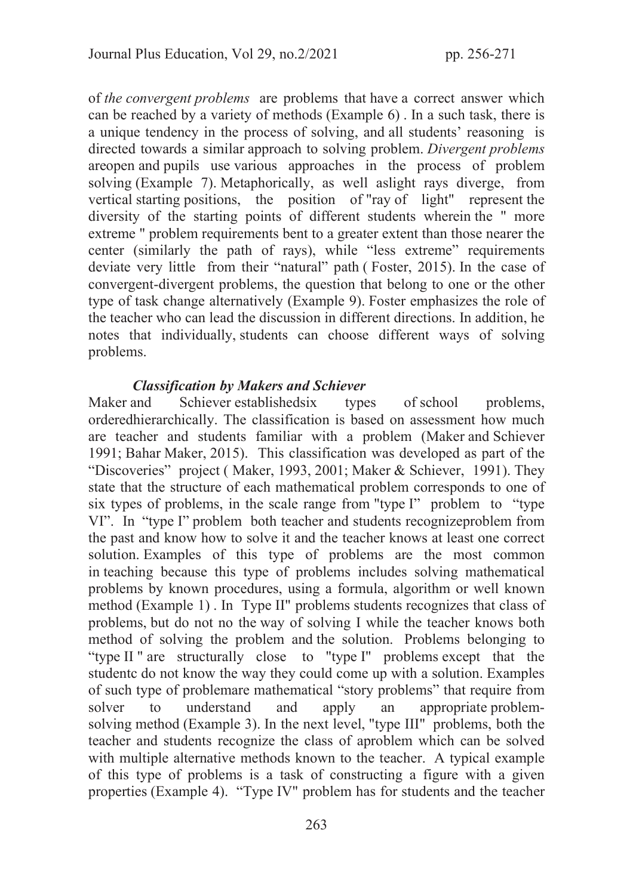of *the convergent problems* are problems that have a correct answer which can be reached by a variety of methods (Example 6) . In a such task, there is a unique tendency in the process of solving, and all students' reasoning is directed towards a similar approach to solving problem. *Divergent problems* areopen and pupils use various approaches in the process of problem solving (Example 7). Metaphorically, as well aslight rays diverge, from vertical starting positions, the position of "ray of light" represent the diversity of the starting points of different students wherein the " more extreme " problem requirements bent to a greater extent than those nearer the center (similarly the path of rays), while "less extreme" requirements deviate very little from their "natural" path ( Foster, 2015). In the case of convergent-divergent problems, the question that belong to one or the other type of task change alternatively (Example 9). Foster emphasizes the role of the teacher who can lead the discussion in different directions. In addition, he notes that individually, students can choose different ways of solving problems.

***Classification by Makers and Schiever***

Maker and Schiever establishedsix types of school problems, orderedhierarchically. The classification is based on assessment how much are teacher and students familiar with a problem (Maker and Schiever 1991; Bahar Maker, 2015). This classification was developed as part of the "Discoveries" project ( Maker, 1993, 2001; Maker & Schiever, 1991). They state that the structure of each mathematical problem corresponds to one of six types of problems, in the scale range from "type I" problem to "type VI". In "type I" problem both teacher and students recognizeproblem from the past and know how to solve it and the teacher knows at least one correct solution. Examples of this type of problems are the most common in teaching because this type of problems includes solving mathematical problems by known procedures, using a formula, algorithm or well known method (Example 1) . In Type II" problems students recognizes that class of problems, but do not no the way of solving I while the teacher knows both method of solving the problem and the solution. Problems belonging to "type II " are structurally close to "type I" problems except that the studentc do not know the way they could come up with a solution. Examples of such type of problemare mathematical "story problems" that require from solver to understand and apply an appropriate problem-solving method (Example 3). In the next level, "type III" problems, both the teacher and students recognize the class of aproblem which can be solved with multiple alternative methods known to the teacher. A typical example of this type of problems is a task of constructing a figure with a given properties (Example 4). "Type IV" problem has for students and the teacher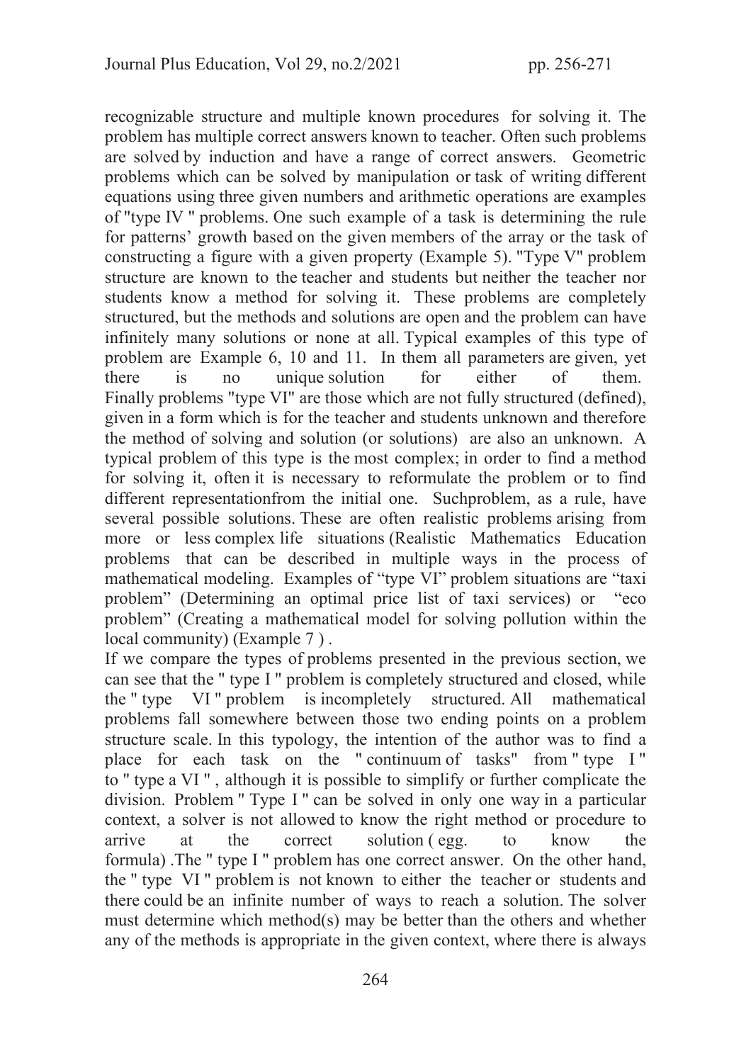recognizable structure and multiple known procedures for solving it. The problem has multiple correct answers known to teacher. Often such problems are solved by induction and have a range of correct answers. Geometric problems which can be solved by manipulation or task of writing different equations using three given numbers and arithmetic operations are examples of "type IV " problems. One such example of a task is determining the rule for patterns' growth based on the given members of the array or the task of constructing a figure with a given property (Example 5). "Type V" problem structure are known to the teacher and students but neither the teacher nor students know a method for solving it. These problems are completely structured, but the methods and solutions are open and the problem can have infinitely many solutions or none at all. Typical examples of this type of problem are Example 6, 10 and 11. In them all parameters are given, yet there is no unique solution for either of them. Finally problems "type VI" are those which are not fully structured (defined), given in a form which is for the teacher and students unknown and therefore the method of solving and solution (or solutions) are also an unknown. A typical problem of this type is the most complex; in order to find a method for solving it, often it is necessary to reformulate the problem or to find different representationfrom the initial one. Suchproblem, as a rule, have several possible solutions. These are often realistic problems arising from more or less complex life situations (Realistic Mathematics Education problems that can be described in multiple ways in the process of mathematical modeling. Examples of "type VI" problem situations are "taxi problem" (Determining an optimal price list of taxi services) or "eco problem" (Creating a mathematical model for solving pollution within the local community) (Example 7 ) .

If we compare the types of problems presented in the previous section, we can see that the " type I " problem is completely structured and closed, while the " type VI " problem is incompletely structured. All mathematical problems fall somewhere between those two ending points on a problem structure scale. In this typology, the intention of the author was to find a place for each task on the " continuum of tasks" from " type I " to " type a VI " , although it is possible to simplify or further complicate the division. Problem " Type I " can be solved in only one way in a particular context, a solver is not allowed to know the right method or procedure to arrive at the correct solution ( egg. to know the formula) .The " type I " problem has one correct answer. On the other hand, the " type VI " problem is not known to either the teacher or students and there could be an infinite number of ways to reach a solution. The solver must determine which method(s) may be better than the others and whether any of the methods is appropriate in the given context, where there is always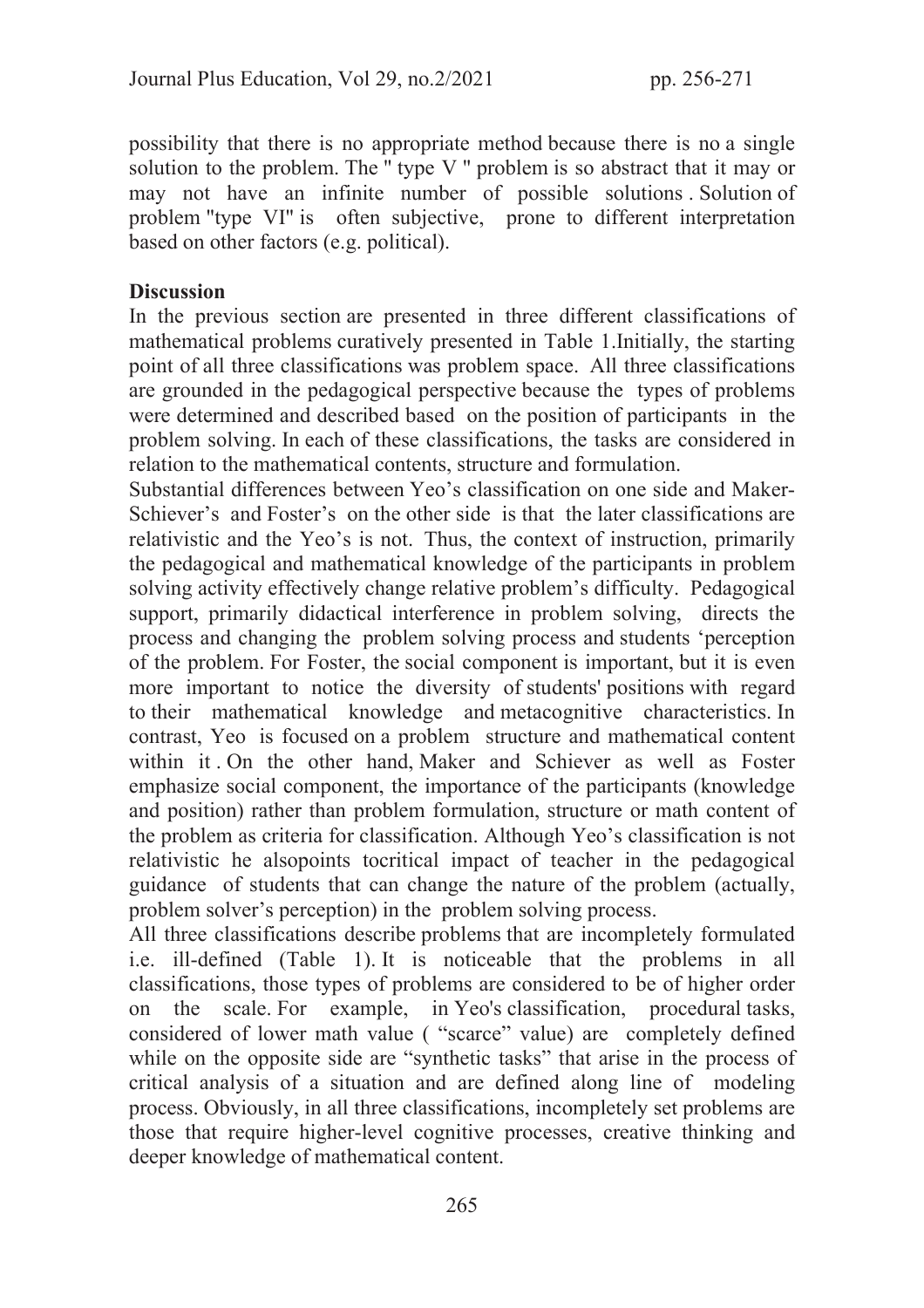possibility that there is no appropriate method because there is no a single solution to the problem. The " type V " problem is so abstract that it may or may not have an infinite number of possible solutions . Solution of problem "type VI" is often subjective, prone to different interpretation based on other factors (e.g. political).

**Discussion**

In the previous section are presented in three different classifications of mathematical problems curatively presented in Table 1.Initially, the starting point of all three classifications was problem space. All three classifications are grounded in the pedagogical perspective because the types of problems were determined and described based on the position of participants in the problem solving. In each of these classifications, the tasks are considered in relation to the mathematical contents, structure and formulation.

Substantial differences between Yeo's classification on one side and Maker-Schiever's and Foster's on the other side is that the later classifications are relativistic and the Yeo's is not. Thus, the context of instruction, primarily the pedagogical and mathematical knowledge of the participants in problem solving activity effectively change relative problem's difficulty. Pedagogical support, primarily didactical interference in problem solving, directs the process and changing the problem solving process and students 'perception of the problem. For Foster, the social component is important, but it is even more important to notice the diversity of students' positions with regard to their mathematical knowledge and metacognitive characteristics. In contrast, Yeo is focused on a problem structure and mathematical content within it . On the other hand, Maker and Schiever as well as Foster emphasize social component, the importance of the participants (knowledge and position) rather than problem formulation, structure or math content of the problem as criteria for classification. Although Yeo's classification is not relativistic he alsopoints tocritical impact of teacher in the pedagogical guidance of students that can change the nature of the problem (actually, problem solver's perception) in the problem solving process.

All three classifications describe problems that are incompletely formulated i.e. ill-defined (Table 1). It is noticeable that the problems in all classifications, those types of problems are considered to be of higher order on the scale. For example, in Yeo's classification, procedural tasks, considered of lower math value ( "scarce" value) are completely defined while on the opposite side are "synthetic tasks" that arise in the process of critical analysis of a situation and are defined along line of modeling process. Obviously, in all three classifications, incompletely set problems are those that require higher-level cognitive processes, creative thinking and deeper knowledge of mathematical content.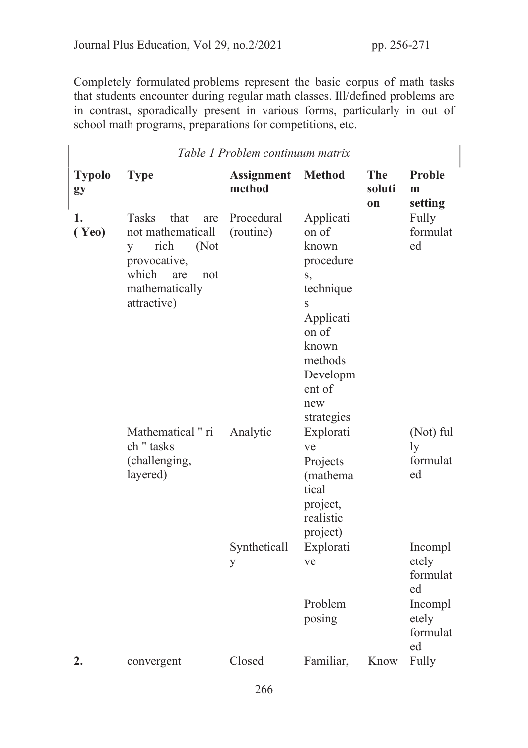Completely formulated problems represent the basic corpus of math tasks that students encounter during regular math classes. Ill/defined problems are in contrast, sporadically present in various forms, particularly in out of school math programs, preparations for competitions, etc.

*Table 1 Problem continuum matrix*

| Typology | Type | Assignment method | Method | The solution | Problem setting |
|---|---|---|---|---|---|
| 1. ( Yeo) | Tasks that are not mathematically rich (Not provocative, which are not mathematically attractive) | Procedural (routine) | Application of known procedures, techniques<br>Application of known methods<br>Development of new strategies | | Fully formulated |
| | Mathematical " rich " tasks (challenging, layered) | Analytic | Explorative<br>Projects (mathematical project, realistic project) | | (Not) fully formulated |
| | | Synthetically | Explorative | | Incompletely formulated |
| | | | Problem posing | | Incompletely formulated |
| 2. | convergent | Closed | Familiar, | Know | Fully |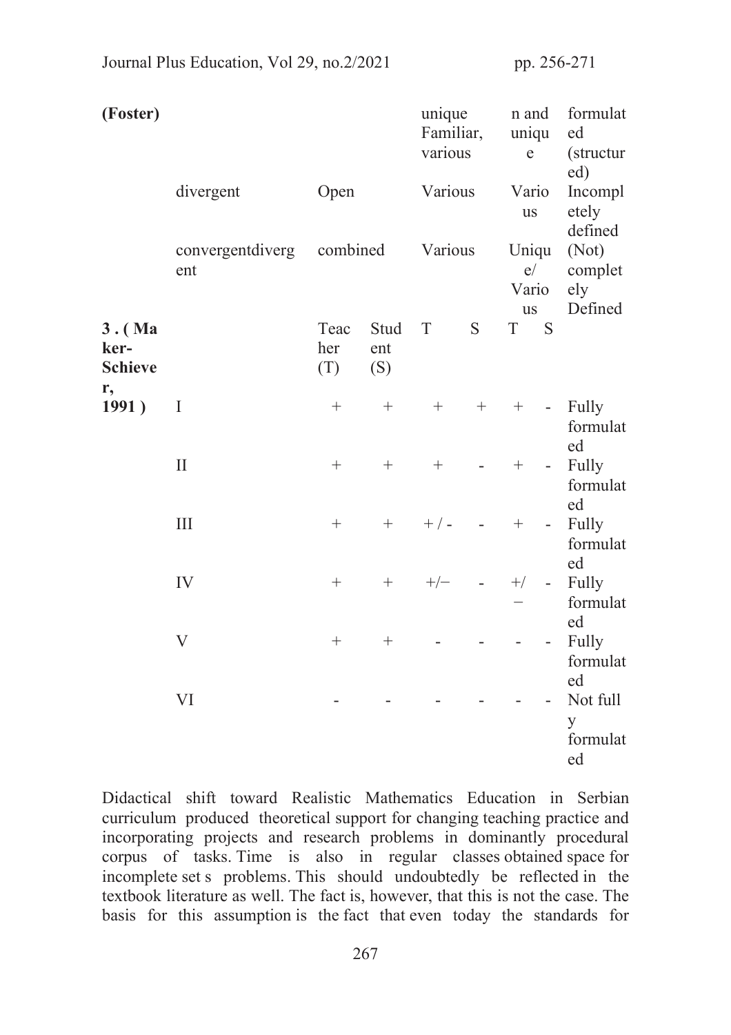| | | | | | | | | |
|---|---|---|---|---|---|---|---|---|
| **(Foster)** | | | | unique Familiar, various | | n and unique | | formulated (structured) |
| | divergent | Open | | Various | | Various | | Incompletely defined |
| | convergentdivergent | combined | | Various | | Unique/ Various | | (Not) completely Defined |
| **3 . ( Maker-Schiever,** | | Teacher (T) | Student (S) | T | S | T | S | |
| **1991 )** | I | + | + | + | + | + | - | Fully formulated |
| | II | + | + | + | - | + | - | Fully formulated |
| | III | + | + | + / - | - | + | - | Fully formulated |
| | IV | + | + | +/− | - | +/ − | - | Fully formulated |
| | V | + | + | - | - | - | - | Fully formulated |
| | VI | - | - | - | - | - | - | Not fully formulated |

Didactical shift toward Realistic Mathematics Education in Serbian curriculum produced theoretical support for changing teaching practice and incorporating projects and research problems in dominantly procedural corpus of tasks. Time is also in regular classes obtained space for incomplete set s problems. This should undoubtedly be reflected in the textbook literature as well. The fact is, however, that this is not the case. The basis for this assumption is the fact that even today the standards for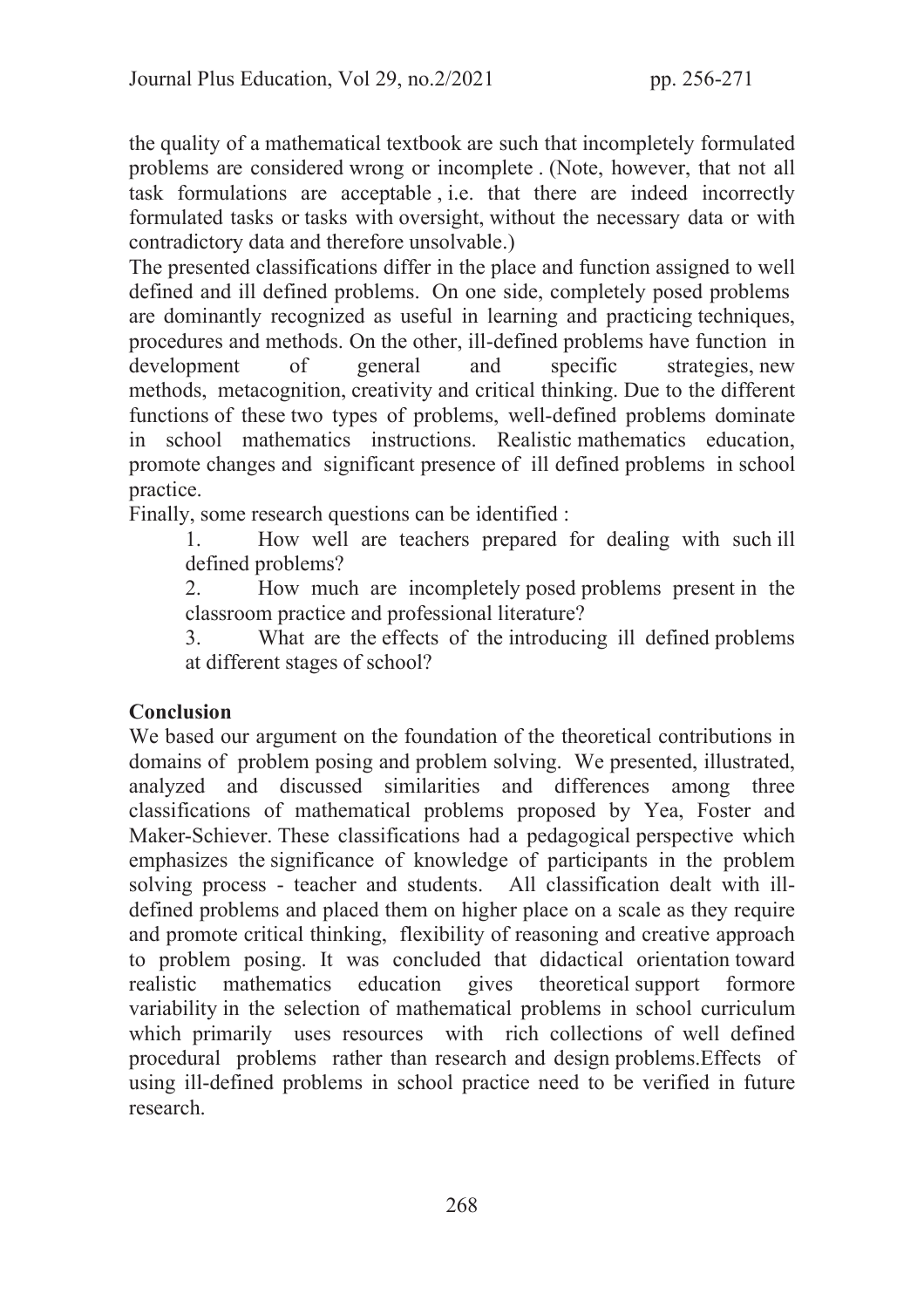the quality of a mathematical textbook are such that incompletely formulated problems are considered wrong or incomplete . (Note, however, that not all task formulations are acceptable , i.e. that there are indeed incorrectly formulated tasks or tasks with oversight, without the necessary data or with contradictory data and therefore unsolvable.)

The presented classifications differ in the place and function assigned to well defined and ill defined problems. On one side, completely posed problems are dominantly recognized as useful in learning and practicing techniques, procedures and methods. On the other, ill-defined problems have function in development of general and specific strategies, new methods, metacognition, creativity and critical thinking. Due to the different functions of these two types of problems, well-defined problems dominate in school mathematics instructions. Realistic mathematics education, promote changes and significant presence of ill defined problems in school practice.

Finally, some research questions can be identified :

1. How well are teachers prepared for dealing with such ill defined problems?
2. How much are incompletely posed problems present in the classroom practice and professional literature?
3. What are the effects of the introducing ill defined problems at different stages of school?

## Conclusion

We based our argument on the foundation of the theoretical contributions in domains of problem posing and problem solving. We presented, illustrated, analyzed and discussed similarities and differences among three classifications of mathematical problems proposed by Yea, Foster and Maker-Schiever. These classifications had a pedagogical perspective which emphasizes the significance of knowledge of participants in the problem solving process - teacher and students. All classification dealt with ill-defined problems and placed them on higher place on a scale as they require and promote critical thinking, flexibility of reasoning and creative approach to problem posing. It was concluded that didactical orientation toward realistic mathematics education gives theoretical support formore variability in the selection of mathematical problems in school curriculum which primarily uses resources with rich collections of well defined procedural problems rather than research and design problems.Effects of using ill-defined problems in school practice need to be verified in future research.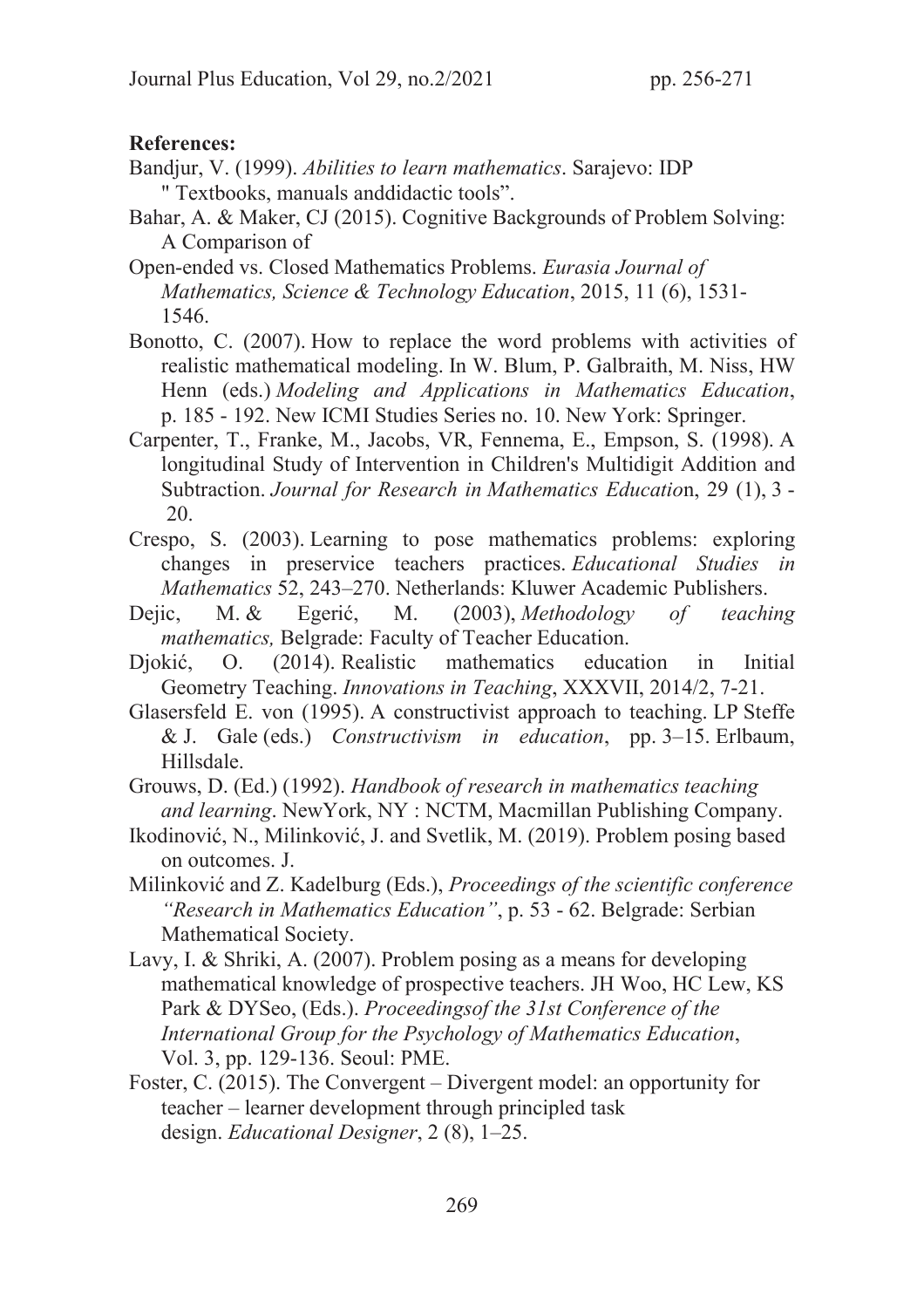**References:**

Bandjur, V. (1999). *Abilities to learn mathematics*. Sarajevo: IDP " Textbooks, manuals anddidactic tools".

Bahar, A. & Maker, CJ (2015). Cognitive Backgrounds of Problem Solving: A Comparison of

Open-ended vs. Closed Mathematics Problems. *Eurasia Journal of Mathematics, Science & Technology Education*, 2015, 11 (6), 1531-1546.

Bonotto, C. (2007). How to replace the word problems with activities of realistic mathematical modeling. In W. Blum, P. Galbraith, M. Niss, HW Henn (eds.) *Modeling and Applications in Mathematics Education*, p. 185 - 192. New ICMI Studies Series no. 10. New York: Springer.

Carpenter, T., Franke, M., Jacobs, VR, Fennema, E., Empson, S. (1998). A longitudinal Study of Intervention in Children's Multidigit Addition and Subtraction. *Journal for Research in Mathematics Educatio*n, 29 (1), 3 - 20.

Crespo, S. (2003). Learning to pose mathematics problems: exploring changes in preservice teachers practices. *Educational Studies in Mathematics* 52, 243–270. Netherlands: Kluwer Academic Publishers.

Dejic, M. & Egerić, M. (2003), *Methodology of teaching mathematics,* Belgrade: Faculty of Teacher Education.

Djokić, O. (2014). Realistic mathematics education in Initial Geometry Teaching. *Innovations in Teaching*, XXXVII, 2014/2, 7-21.

Glasersfeld E. von (1995). A constructivist approach to teaching. LP Steffe & J. Gale (eds.) *Constructivism in education*, pp. 3–15. Erlbaum, Hillsdale.

Grouws, D. (Ed.) (1992). *Handbook of research in mathematics teaching and learning*. NewYork, NY : NCTM, Macmillan Publishing Company.

Ikodinović, N., Milinković, J. and Svetlik, M. (2019). Problem posing based on outcomes. J.

Milinković and Z. Kadelburg (Eds.), *Proceedings of the scientific conference "Research in Mathematics Education"*, p. 53 - 62. Belgrade: Serbian Mathematical Society.

Lavy, I. & Shriki, A. (2007). Problem posing as a means for developing mathematical knowledge of prospective teachers. JH Woo, HC Lew, KS Park & DYSeo, (Eds.). *Proceedingsof the 31st Conference of the International Group for the Psychology of Mathematics Education*, Vol. 3, pp. 129-136. Seoul: PME.

Foster, C. (2015). The Convergent – Divergent model: an opportunity for teacher – learner development through principled task design. *Educational Designer*, 2 (8), 1–25.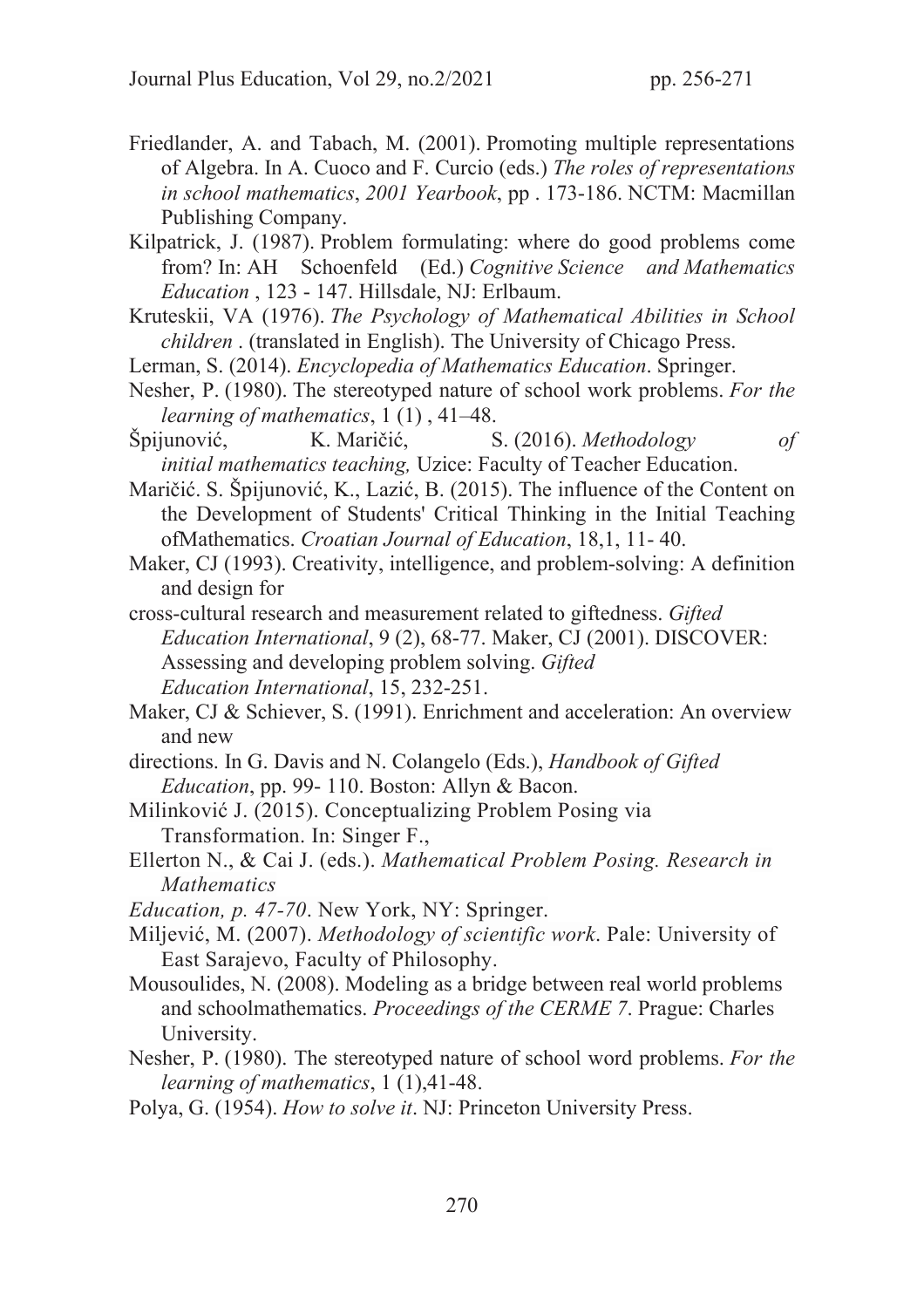Friedlander, A. and Tabach, M. (2001). Promoting multiple representations of Algebra. In A. Cuoco and F. Curcio (eds.) *The roles of representations in school mathematics*, *2001 Yearbook*, pp . 173-186. NCTM: Macmillan Publishing Company.

Kilpatrick, J. (1987). Problem formulating: where do good problems come from? In: AH Schoenfeld (Ed.) *Cognitive Science and Mathematics Education* , 123 - 147. Hillsdale, NJ: Erlbaum.

Kruteskii, VA (1976). *The Psychology of Mathematical Abilities in School children* . (translated in English). The University of Chicago Press.

Lerman, S. (2014). *Encyclopedia of Mathematics Education*. Springer.

Nesher, P. (1980). The stereotyped nature of school work problems. *For the learning of mathematics*, 1 (1) , 41–48.

Špijunović, K. Maričić, S. (2016). *Methodology of initial mathematics teaching,* Uzice: Faculty of Teacher Education.

Maričić. S. Špijunović, K., Lazić, B. (2015). The influence of the Content on the Development of Students' Critical Thinking in the Initial Teaching ofMathematics. *Croatian Journal of Education*, 18,1, 11- 40.

Maker, CJ (1993). Creativity, intelligence, and problem-solving: A definition and design for

cross-cultural research and measurement related to giftedness. *Gifted Education International*, 9 (2), 68-77. Maker, CJ (2001). DISCOVER: Assessing and developing problem solving. *Gifted Education International*, 15, 232-251.

Maker, CJ & Schiever, S. (1991). Enrichment and acceleration: An overview and new

directions. In G. Davis and N. Colangelo (Eds.), *Handbook of Gifted Education*, pp. 99- 110. Boston: Allyn & Bacon.

Milinković J. (2015). Conceptualizing Problem Posing via Transformation. In: Singer F.,

Ellerton N., & Cai J. (eds.). *Mathematical Problem Posing. Research in Mathematics*

*Education, p. 47-70*. New York, NY: Springer.

Miljević, M. (2007). *Methodology of scientific work*. Pale: University of East Sarajevo, Faculty of Philosophy.

Mousoulides, N. (2008). Modeling as a bridge between real world problems and schoolmathematics. *Proceedings of the CERME 7*. Prague: Charles University.

Nesher, P. (1980). The stereotyped nature of school word problems. *For the learning of mathematics*, 1 (1),41-48.

Polya, G. (1954). *How to solve it*. NJ: Princeton University Press.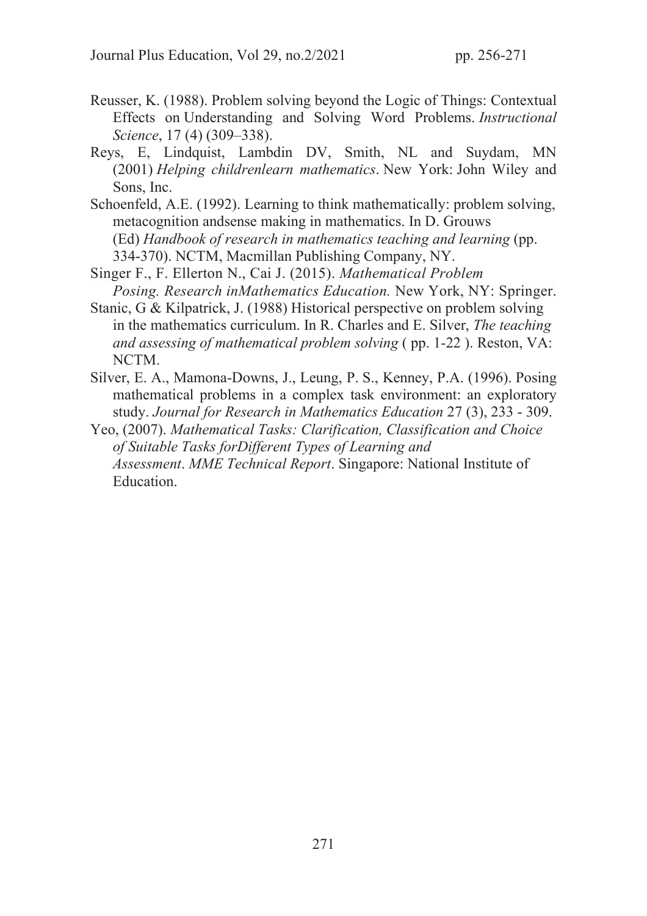Reusser, K. (1988). Problem solving beyond the Logic of Things: Contextual Effects on Understanding and Solving Word Problems. *Instructional Science*, 17 (4) (309–338).

Reys, E, Lindquist, Lambdin DV, Smith, NL and Suydam, MN (2001) *Helping childrenlearn mathematics*. New York: John Wiley and Sons, Inc.

Schoenfeld, A.E. (1992). Learning to think mathematically: problem solving, metacognition andsense making in mathematics. In D. Grouws (Ed) *Handbook of research in mathematics teaching and learning* (pp. 334-370). NCTM, Macmillan Publishing Company, NY.

Singer F., F. Ellerton N., Cai J. (2015). *Mathematical Problem Posing. Research inMathematics Education.* New York, NY: Springer.

Stanic, G & Kilpatrick, J. (1988) Historical perspective on problem solving in the mathematics curriculum. In R. Charles and E. Silver, *The teaching and assessing of mathematical problem solving* ( pp. 1-22 ). Reston, VA: NCTM.

Silver, E. A., Mamona-Downs, J., Leung, P. S., Kenney, P.A. (1996). Posing mathematical problems in a complex task environment: an exploratory study. *Journal for Research in Mathematics Education* 27 (3), 233 - 309.

Yeo, (2007). *Mathematical Tasks: Clarification, Classification and Choice of Suitable Tasks forDifferent Types of Learning and Assessment*. *MME Technical Report*. Singapore: National Institute of Education.